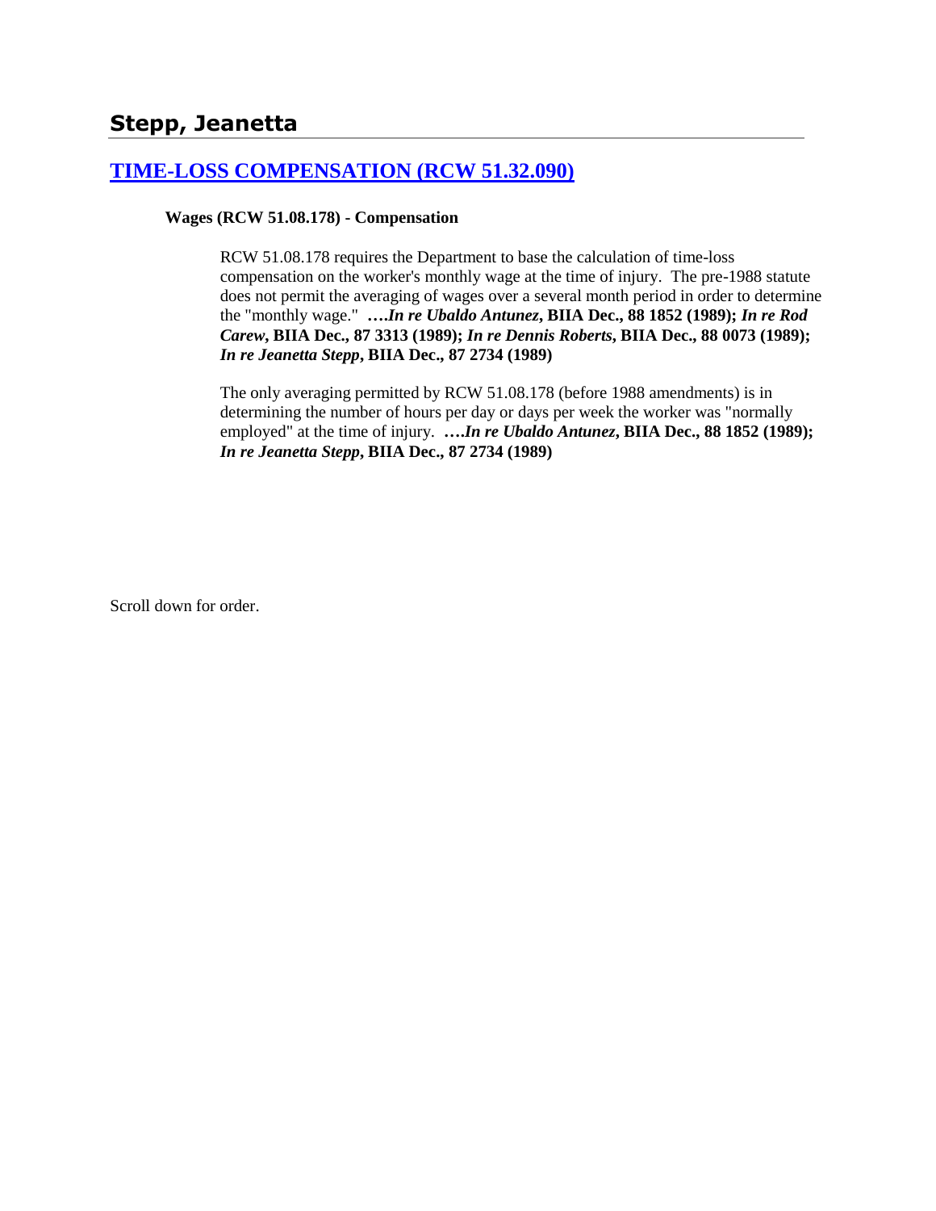## Stepp, Jeanetta

### [TIME-LOSS COMPENSATION (RCW 51.32.090)]()

**Wages (RCW 51.08.178) - Compensation**

RCW 51.08.178 requires the Department to base the calculation of time-loss compensation on the worker's monthly wage at the time of injury. The pre-1988 statute does not permit the averaging of wages over a several month period in order to determine the "monthly wage." **….*In re Ubaldo Antunez*, BIIA Dec., 88 1852 (1989); *In re Rod Carew*, BIIA Dec., 87 3313 (1989); *In re Dennis Roberts*, BIIA Dec., 88 0073 (1989); *In re Jeanetta Stepp*, BIIA Dec., 87 2734 (1989)**

The only averaging permitted by RCW 51.08.178 (before 1988 amendments) is in determining the number of hours per day or days per week the worker was "normally employed" at the time of injury. **….*In re Ubaldo Antunez*, BIIA Dec., 88 1852 (1989); *In re Jeanetta Stepp*, BIIA Dec., 87 2734 (1989)**

Scroll down for order.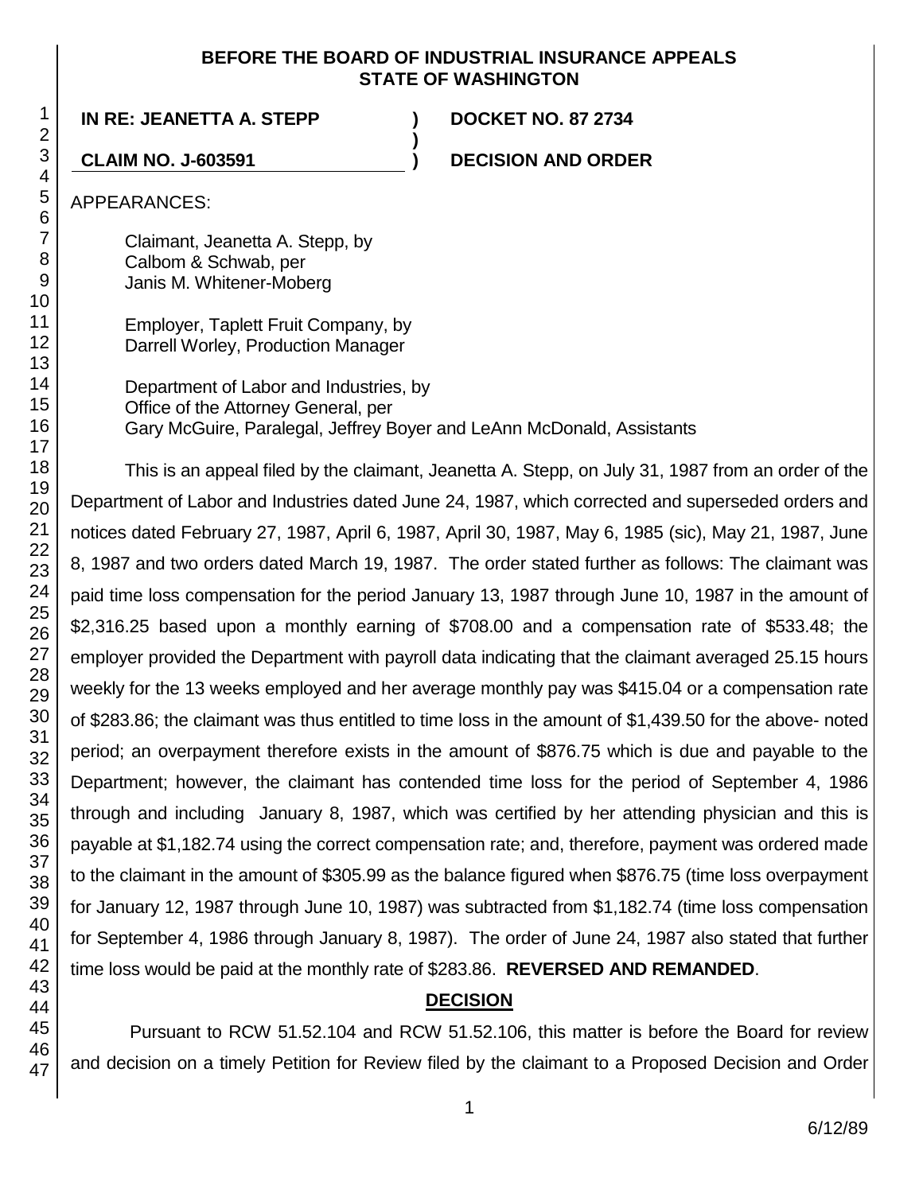**BEFORE THE BOARD OF INDUSTRIAL INSURANCE APPEALS STATE OF WASHINGTON**

| | | |
|---|---|---|
| **IN RE: JEANETTA A. STEPP** | **)** | **DOCKET NO. 87 2734** |
| | **)** | |
| **CLAIM NO. J-603591** | **)** | **DECISION AND ORDER** |

APPEARANCES:

Claimant, Jeanetta A. Stepp, by
Calbom & Schwab, per
Janis M. Whitener-Moberg

Employer, Taplett Fruit Company, by
Darrell Worley, Production Manager

Department of Labor and Industries, by
Office of the Attorney General, per
Gary McGuire, Paralegal, Jeffrey Boyer and LeAnn McDonald, Assistants

This is an appeal filed by the claimant, Jeanetta A. Stepp, on July 31, 1987 from an order of the Department of Labor and Industries dated June 24, 1987, which corrected and superseded orders and notices dated February 27, 1987, April 6, 1987, April 30, 1987, May 6, 1985 (sic), May 21, 1987, June 8, 1987 and two orders dated March 19, 1987. The order stated further as follows: The claimant was paid time loss compensation for the period January 13, 1987 through June 10, 1987 in the amount of $2,316.25 based upon a monthly earning of $708.00 and a compensation rate of $533.48; the employer provided the Department with payroll data indicating that the claimant averaged 25.15 hours weekly for the 13 weeks employed and her average monthly pay was $415.04 or a compensation rate of $283.86; the claimant was thus entitled to time loss in the amount of $1,439.50 for the above- noted period; an overpayment therefore exists in the amount of $876.75 which is due and payable to the Department; however, the claimant has contended time loss for the period of September 4, 1986 through and including January 8, 1987, which was certified by her attending physician and this is payable at $1,182.74 using the correct compensation rate; and, therefore, payment was ordered made to the claimant in the amount of $305.99 as the balance figured when $876.75 (time loss overpayment for January 12, 1987 through June 10, 1987) was subtracted from $1,182.74 (time loss compensation for September 4, 1986 through January 8, 1987). The order of June 24, 1987 also stated that further time loss would be paid at the monthly rate of $283.86. **REVERSED AND REMANDED**.

## DECISION

Pursuant to RCW 51.52.104 and RCW 51.52.106, this matter is before the Board for review and decision on a timely Petition for Review filed by the claimant to a Proposed Decision and Order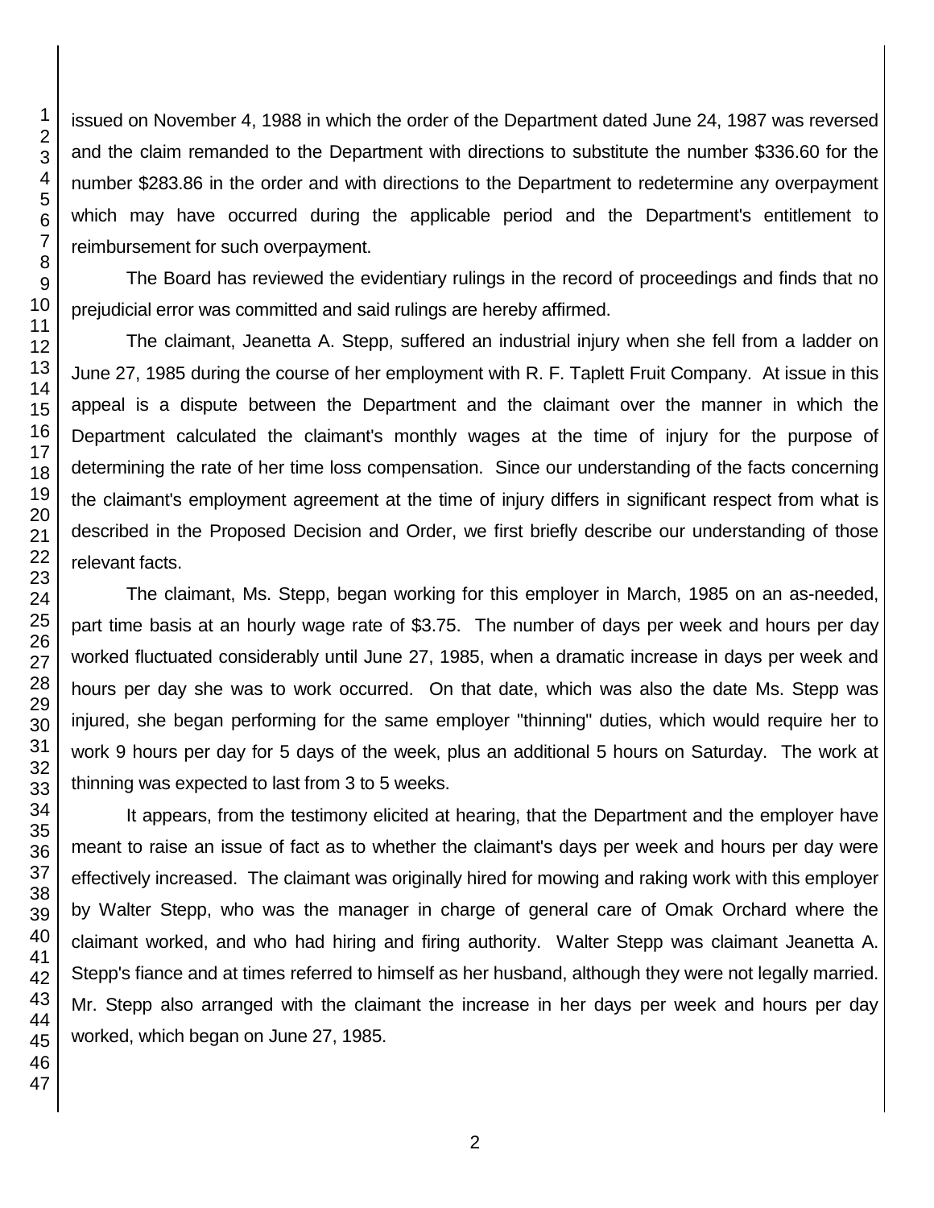issued on November 4, 1988 in which the order of the Department dated June 24, 1987 was reversed and the claim remanded to the Department with directions to substitute the number $336.60 for the number $283.86 in the order and with directions to the Department to redetermine any overpayment which may have occurred during the applicable period and the Department's entitlement to reimbursement for such overpayment.

The Board has reviewed the evidentiary rulings in the record of proceedings and finds that no prejudicial error was committed and said rulings are hereby affirmed.

The claimant, Jeanetta A. Stepp, suffered an industrial injury when she fell from a ladder on June 27, 1985 during the course of her employment with R. F. Taplett Fruit Company. At issue in this appeal is a dispute between the Department and the claimant over the manner in which the Department calculated the claimant's monthly wages at the time of injury for the purpose of determining the rate of her time loss compensation. Since our understanding of the facts concerning the claimant's employment agreement at the time of injury differs in significant respect from what is described in the Proposed Decision and Order, we first briefly describe our understanding of those relevant facts.

The claimant, Ms. Stepp, began working for this employer in March, 1985 on an as-needed, part time basis at an hourly wage rate of $3.75. The number of days per week and hours per day worked fluctuated considerably until June 27, 1985, when a dramatic increase in days per week and hours per day she was to work occurred. On that date, which was also the date Ms. Stepp was injured, she began performing for the same employer "thinning" duties, which would require her to work 9 hours per day for 5 days of the week, plus an additional 5 hours on Saturday. The work at thinning was expected to last from 3 to 5 weeks.

It appears, from the testimony elicited at hearing, that the Department and the employer have meant to raise an issue of fact as to whether the claimant's days per week and hours per day were effectively increased. The claimant was originally hired for mowing and raking work with this employer by Walter Stepp, who was the manager in charge of general care of Omak Orchard where the claimant worked, and who had hiring and firing authority. Walter Stepp was claimant Jeanetta A. Stepp's fiance and at times referred to himself as her husband, although they were not legally married. Mr. Stepp also arranged with the claimant the increase in her days per week and hours per day worked, which began on June 27, 1985.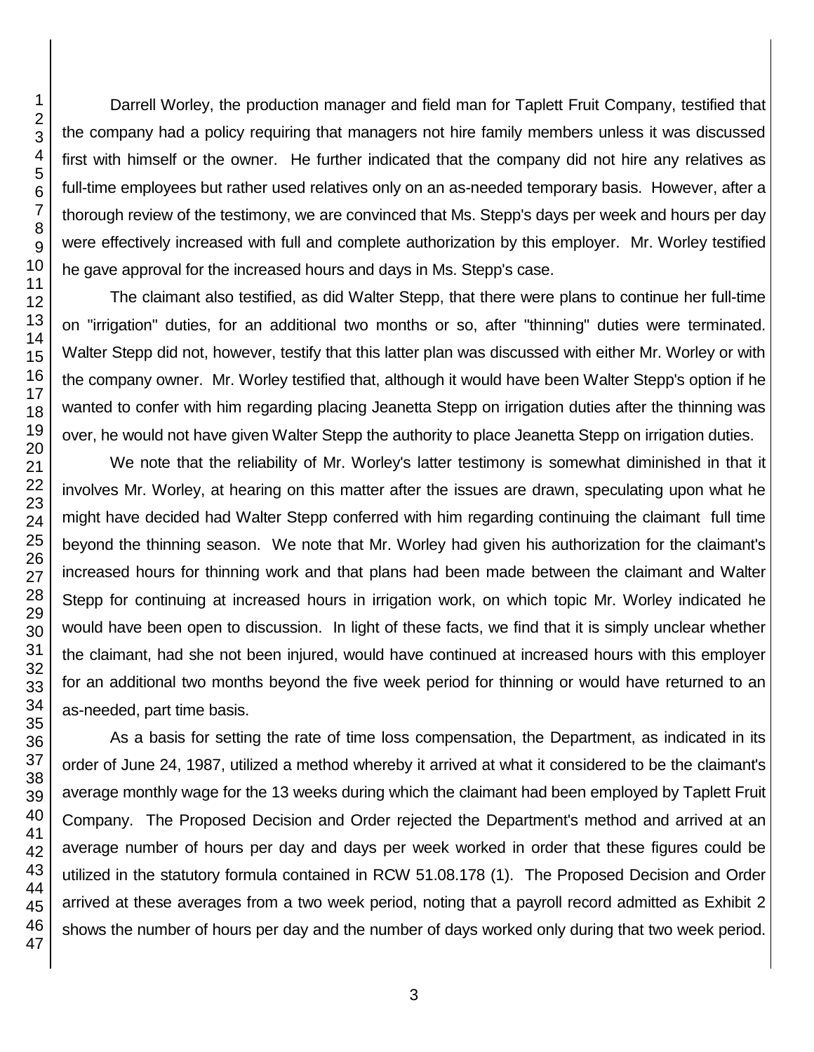Darrell Worley, the production manager and field man for Taplett Fruit Company, testified that the company had a policy requiring that managers not hire family members unless it was discussed first with himself or the owner. He further indicated that the company did not hire any relatives as full-time employees but rather used relatives only on an as-needed temporary basis. However, after a thorough review of the testimony, we are convinced that Ms. Stepp's days per week and hours per day were effectively increased with full and complete authorization by this employer. Mr. Worley testified he gave approval for the increased hours and days in Ms. Stepp's case.

The claimant also testified, as did Walter Stepp, that there were plans to continue her full-time on "irrigation" duties, for an additional two months or so, after "thinning" duties were terminated. Walter Stepp did not, however, testify that this latter plan was discussed with either Mr. Worley or with the company owner. Mr. Worley testified that, although it would have been Walter Stepp's option if he wanted to confer with him regarding placing Jeanetta Stepp on irrigation duties after the thinning was over, he would not have given Walter Stepp the authority to place Jeanetta Stepp on irrigation duties.

We note that the reliability of Mr. Worley's latter testimony is somewhat diminished in that it involves Mr. Worley, at hearing on this matter after the issues are drawn, speculating upon what he might have decided had Walter Stepp conferred with him regarding continuing the claimant full time beyond the thinning season. We note that Mr. Worley had given his authorization for the claimant's increased hours for thinning work and that plans had been made between the claimant and Walter Stepp for continuing at increased hours in irrigation work, on which topic Mr. Worley indicated he would have been open to discussion. In light of these facts, we find that it is simply unclear whether the claimant, had she not been injured, would have continued at increased hours with this employer for an additional two months beyond the five week period for thinning or would have returned to an as-needed, part time basis.

As a basis for setting the rate of time loss compensation, the Department, as indicated in its order of June 24, 1987, utilized a method whereby it arrived at what it considered to be the claimant's average monthly wage for the 13 weeks during which the claimant had been employed by Taplett Fruit Company. The Proposed Decision and Order rejected the Department's method and arrived at an average number of hours per day and days per week worked in order that these figures could be utilized in the statutory formula contained in RCW 51.08.178 (1). The Proposed Decision and Order arrived at these averages from a two week period, noting that a payroll record admitted as Exhibit 2 shows the number of hours per day and the number of days worked only during that two week period.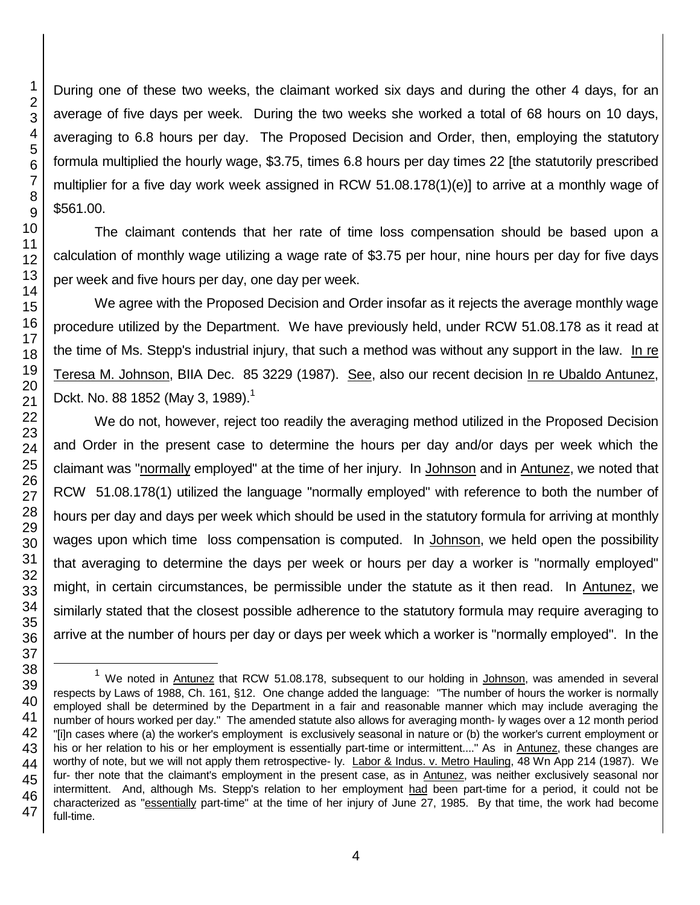During one of these two weeks, the claimant worked six days and during the other 4 days, for an average of five days per week. During the two weeks she worked a total of 68 hours on 10 days, averaging to 6.8 hours per day. The Proposed Decision and Order, then, employing the statutory formula multiplied the hourly wage, $3.75, times 6.8 hours per day times 22 [the statutorily prescribed multiplier for a five day work week assigned in RCW 51.08.178(1)(e)] to arrive at a monthly wage of $561.00.

The claimant contends that her rate of time loss compensation should be based upon a calculation of monthly wage utilizing a wage rate of $3.75 per hour, nine hours per day for five days per week and five hours per day, one day per week.

We agree with the Proposed Decision and Order insofar as it rejects the average monthly wage procedure utilized by the Department. We have previously held, under RCW 51.08.178 as it read at the time of Ms. Stepp's industrial injury, that such a method was without any support in the law. In re Teresa M. Johnson, BIIA Dec. 85 3229 (1987). See, also our recent decision In re Ubaldo Antunez, Dckt. No. 88 1852 (May 3, 1989).[1]

We do not, however, reject too readily the averaging method utilized in the Proposed Decision and Order in the present case to determine the hours per day and/or days per week which the claimant was "normally employed" at the time of her injury. In Johnson and in Antunez, we noted that RCW 51.08.178(1) utilized the language "normally employed" with reference to both the number of hours per day and days per week which should be used in the statutory formula for arriving at monthly wages upon which time loss compensation is computed. In Johnson, we held open the possibility that averaging to determine the days per week or hours per day a worker is "normally employed" might, in certain circumstances, be permissible under the statute as it then read. In Antunez, we similarly stated that the closest possible adherence to the statutory formula may require averaging to arrive at the number of hours per day or days per week which a worker is "normally employed". In the

[1] We noted in Antunez that RCW 51.08.178, subsequent to our holding in Johnson, was amended in several respects by Laws of 1988, Ch. 161, §12. One change added the language: "The number of hours the worker is normally employed shall be determined by the Department in a fair and reasonable manner which may include averaging the number of hours worked per day." The amended statute also allows for averaging month- ly wages over a 12 month period "[i]n cases where (a) the worker's employment is exclusively seasonal in nature or (b) the worker's current employment or his or her relation to his or her employment is essentially part-time or intermittent...." As in Antunez, these changes are worthy of note, but we will not apply them retrospective- ly. Labor & Indus. v. Metro Hauling, 48 Wn App 214 (1987). We fur- ther note that the claimant's employment in the present case, as in Antunez, was neither exclusively seasonal nor intermittent. And, although Ms. Stepp's relation to her employment had been part-time for a period, it could not be characterized as "essentially part-time" at the time of her injury of June 27, 1985. By that time, the work had become full-time.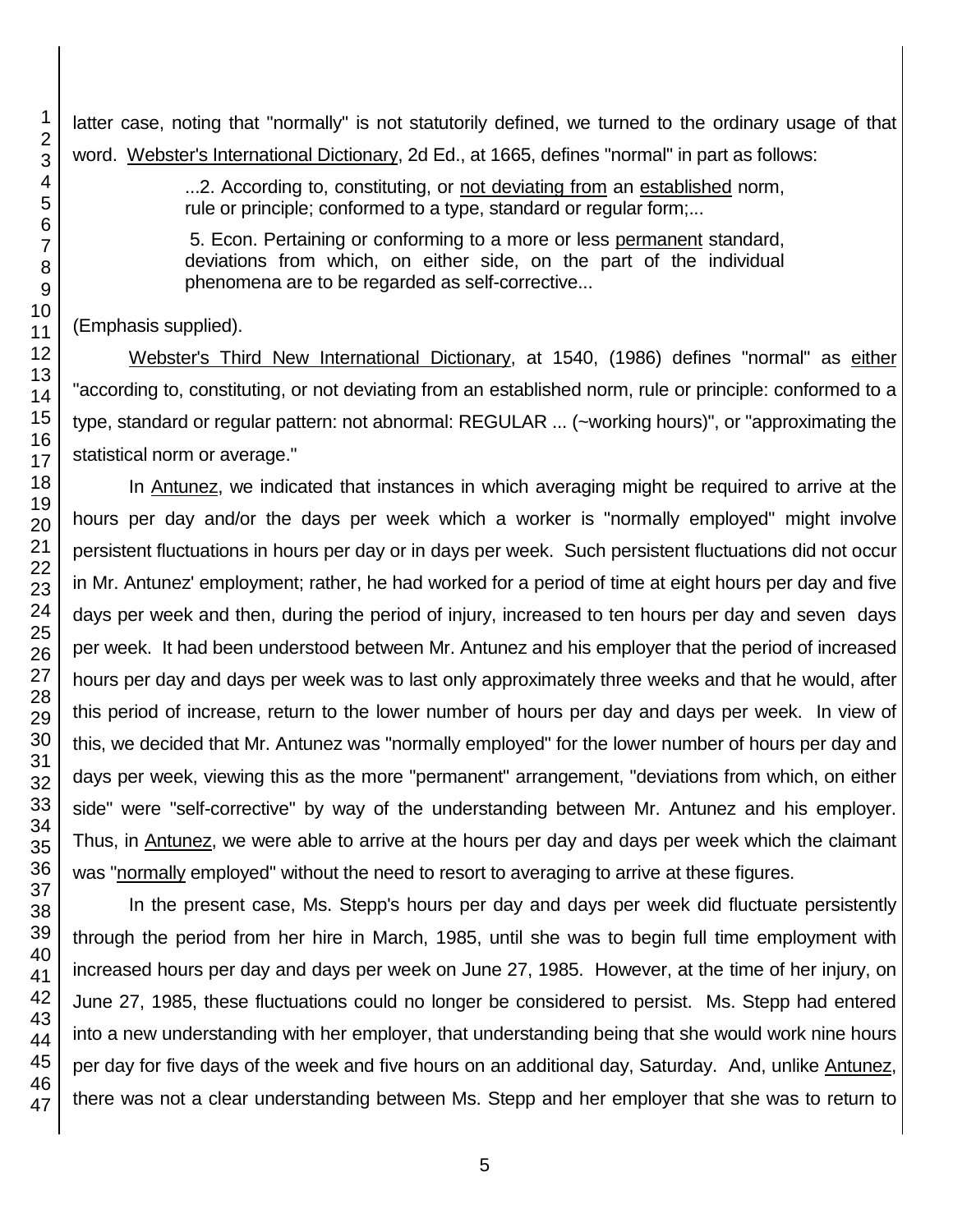latter case, noting that "normally" is not statutorily defined, we turned to the ordinary usage of that word. Webster's International Dictionary, 2d Ed., at 1665, defines "normal" in part as follows:

> ...2. According to, constituting, or not deviating from an established norm, rule or principle; conformed to a type, standard or regular form;...
>
> 5. Econ. Pertaining or conforming to a more or less permanent standard, deviations from which, on either side, on the part of the individual phenomena are to be regarded as self-corrective...

(Emphasis supplied).

Webster's Third New International Dictionary, at 1540, (1986) defines "normal" as either "according to, constituting, or not deviating from an established norm, rule or principle: conformed to a type, standard or regular pattern: not abnormal: REGULAR ... (~working hours)", or "approximating the statistical norm or average."

In Antunez, we indicated that instances in which averaging might be required to arrive at the hours per day and/or the days per week which a worker is "normally employed" might involve persistent fluctuations in hours per day or in days per week. Such persistent fluctuations did not occur in Mr. Antunez' employment; rather, he had worked for a period of time at eight hours per day and five days per week and then, during the period of injury, increased to ten hours per day and seven days per week. It had been understood between Mr. Antunez and his employer that the period of increased hours per day and days per week was to last only approximately three weeks and that he would, after this period of increase, return to the lower number of hours per day and days per week. In view of this, we decided that Mr. Antunez was "normally employed" for the lower number of hours per day and days per week, viewing this as the more "permanent" arrangement, "deviations from which, on either side" were "self-corrective" by way of the understanding between Mr. Antunez and his employer. Thus, in Antunez, we were able to arrive at the hours per day and days per week which the claimant was "normally employed" without the need to resort to averaging to arrive at these figures.

In the present case, Ms. Stepp's hours per day and days per week did fluctuate persistently through the period from her hire in March, 1985, until she was to begin full time employment with increased hours per day and days per week on June 27, 1985. However, at the time of her injury, on June 27, 1985, these fluctuations could no longer be considered to persist. Ms. Stepp had entered into a new understanding with her employer, that understanding being that she would work nine hours per day for five days of the week and five hours on an additional day, Saturday. And, unlike Antunez, there was not a clear understanding between Ms. Stepp and her employer that she was to return to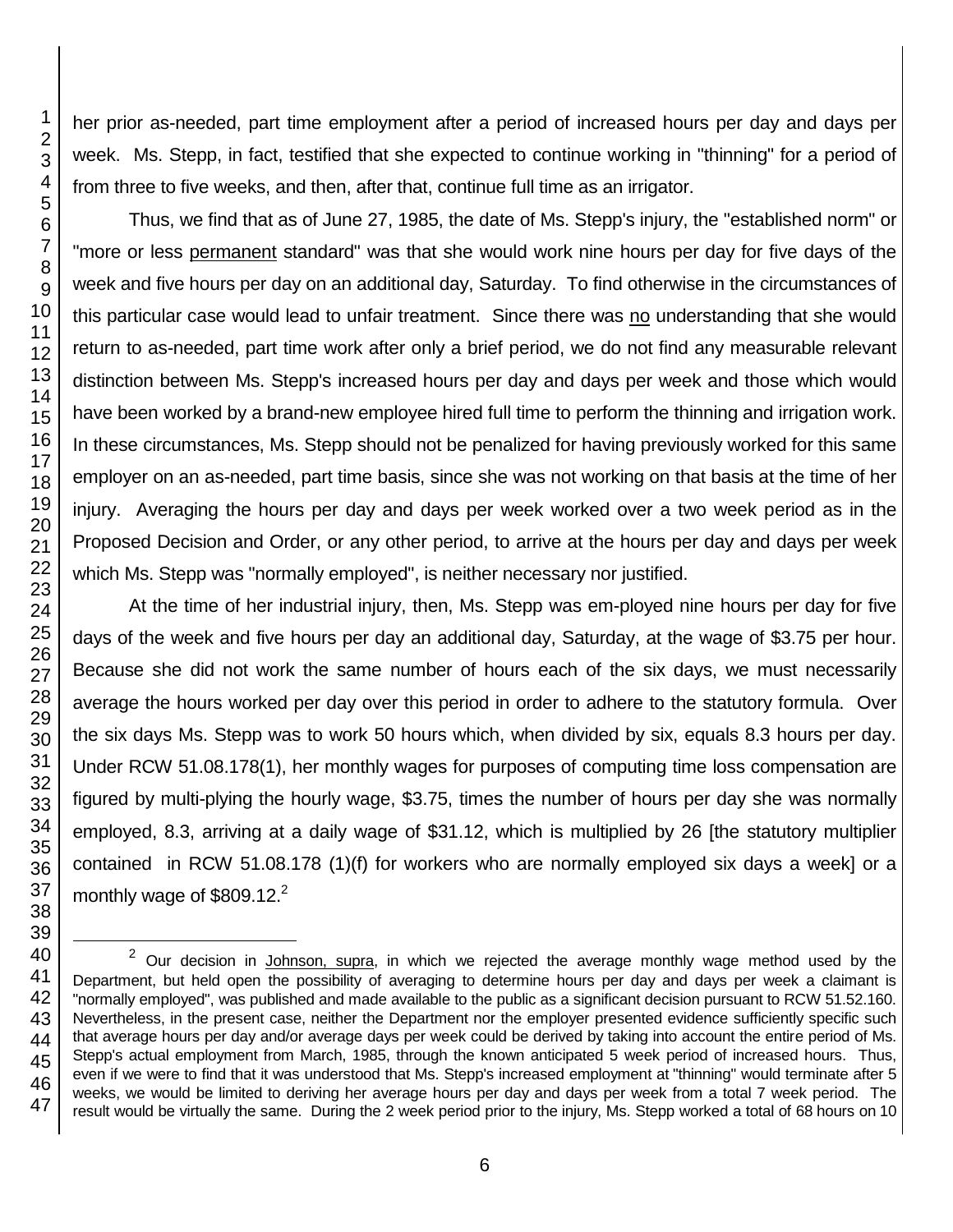her prior as-needed, part time employment after a period of increased hours per day and days per week. Ms. Stepp, in fact, testified that she expected to continue working in "thinning" for a period of from three to five weeks, and then, after that, continue full time as an irrigator.

Thus, we find that as of June 27, 1985, the date of Ms. Stepp's injury, the "established norm" or "more or less permanent standard" was that she would work nine hours per day for five days of the week and five hours per day on an additional day, Saturday. To find otherwise in the circumstances of this particular case would lead to unfair treatment. Since there was no understanding that she would return to as-needed, part time work after only a brief period, we do not find any measurable relevant distinction between Ms. Stepp's increased hours per day and days per week and those which would have been worked by a brand-new employee hired full time to perform the thinning and irrigation work. In these circumstances, Ms. Stepp should not be penalized for having previously worked for this same employer on an as-needed, part time basis, since she was not working on that basis at the time of her injury. Averaging the hours per day and days per week worked over a two week period as in the Proposed Decision and Order, or any other period, to arrive at the hours per day and days per week which Ms. Stepp was "normally employed", is neither necessary nor justified.

At the time of her industrial injury, then, Ms. Stepp was em-ployed nine hours per day for five days of the week and five hours per day an additional day, Saturday, at the wage of $3.75 per hour. Because she did not work the same number of hours each of the six days, we must necessarily average the hours worked per day over this period in order to adhere to the statutory formula. Over the six days Ms. Stepp was to work 50 hours which, when divided by six, equals 8.3 hours per day. Under RCW 51.08.178(1), her monthly wages for purposes of computing time loss compensation are figured by multi-plying the hourly wage, $3.75, times the number of hours per day she was normally employed, 8.3, arriving at a daily wage of $31.12, which is multiplied by 26 [the statutory multiplier contained in RCW 51.08.178 (1)(f) for workers who are normally employed six days a week] or a monthly wage of $809.12.[2]

[2] Our decision in Johnson, supra, in which we rejected the average monthly wage method used by the Department, but held open the possibility of averaging to determine hours per day and days per week a claimant is "normally employed", was published and made available to the public as a significant decision pursuant to RCW 51.52.160. Nevertheless, in the present case, neither the Department nor the employer presented evidence sufficiently specific such that average hours per day and/or average days per week could be derived by taking into account the entire period of Ms. Stepp's actual employment from March, 1985, through the known anticipated 5 week period of increased hours. Thus, even if we were to find that it was understood that Ms. Stepp's increased employment at "thinning" would terminate after 5 weeks, we would be limited to deriving her average hours per day and days per week from a total 7 week period. The result would be virtually the same. During the 2 week period prior to the injury, Ms. Stepp worked a total of 68 hours on 10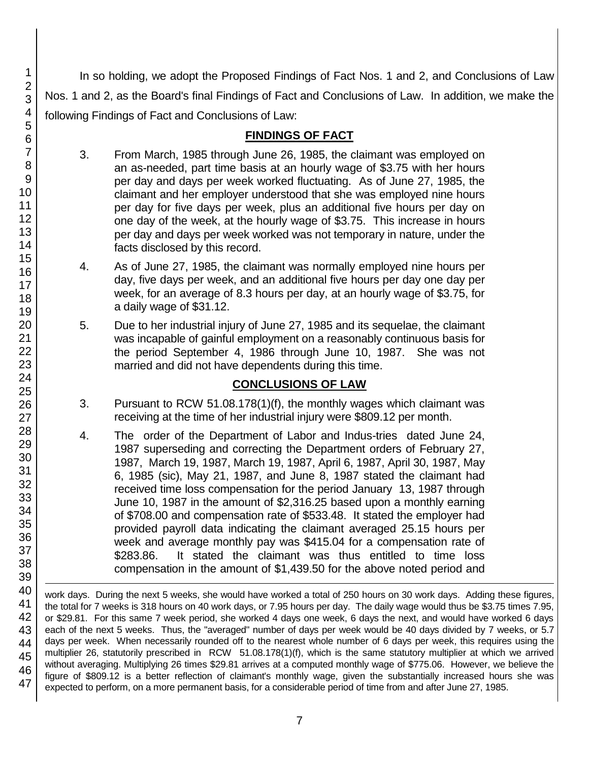In so holding, we adopt the Proposed Findings of Fact Nos. 1 and 2, and Conclusions of Law Nos. 1 and 2, as the Board's final Findings of Fact and Conclusions of Law. In addition, we make the following Findings of Fact and Conclusions of Law:

## FINDINGS OF FACT

3. From March, 1985 through June 26, 1985, the claimant was employed on an as-needed, part time basis at an hourly wage of $3.75 with her hours per day and days per week worked fluctuating. As of June 27, 1985, the claimant and her employer understood that she was employed nine hours per day for five days per week, plus an additional five hours per day on one day of the week, at the hourly wage of $3.75. This increase in hours per day and days per week worked was not temporary in nature, under the facts disclosed by this record.

4. As of June 27, 1985, the claimant was normally employed nine hours per day, five days per week, and an additional five hours per day one day per week, for an average of 8.3 hours per day, at an hourly wage of $3.75, for a daily wage of $31.12.

5. Due to her industrial injury of June 27, 1985 and its sequelae, the claimant was incapable of gainful employment on a reasonably continuous basis for the period September 4, 1986 through June 10, 1987. She was not married and did not have dependents during this time.

## CONCLUSIONS OF LAW

3. Pursuant to RCW 51.08.178(1)(f), the monthly wages which claimant was receiving at the time of her industrial injury were $809.12 per month.

4. The order of the Department of Labor and Indus-tries dated June 24, 1987 superseding and correcting the Department orders of February 27, 1987, March 19, 1987, March 19, 1987, April 6, 1987, April 30, 1987, May 6, 1985 (sic), May 21, 1987, and June 8, 1987 stated the claimant had received time loss compensation for the period January 13, 1987 through June 10, 1987 in the amount of $2,316.25 based upon a monthly earning of $708.00 and compensation rate of $533.48. It stated the employer had provided payroll data indicating the claimant averaged 25.15 hours per week and average monthly pay was $415.04 for a compensation rate of $283.86. It stated the claimant was thus entitled to time loss compensation in the amount of $1,439.50 for the above noted period and

---

work days. During the next 5 weeks, she would have worked a total of 250 hours on 30 work days. Adding these figures, the total for 7 weeks is 318 hours on 40 work days, or 7.95 hours per day. The daily wage would thus be $3.75 times 7.95, or $29.81. For this same 7 week period, she worked 4 days one week, 6 days the next, and would have worked 6 days each of the next 5 weeks. Thus, the "averaged" number of days per week would be 40 days divided by 7 weeks, or 5.7 days per week. When necessarily rounded off to the nearest whole number of 6 days per week, this requires using the multiplier 26, statutorily prescribed in RCW 51.08.178(1)(f), which is the same statutory multiplier at which we arrived without averaging. Multiplying 26 times $29.81 arrives at a computed monthly wage of $775.06. However, we believe the figure of $809.12 is a better reflection of claimant's monthly wage, given the substantially increased hours she was expected to perform, on a more permanent basis, for a considerable period of time from and after June 27, 1985.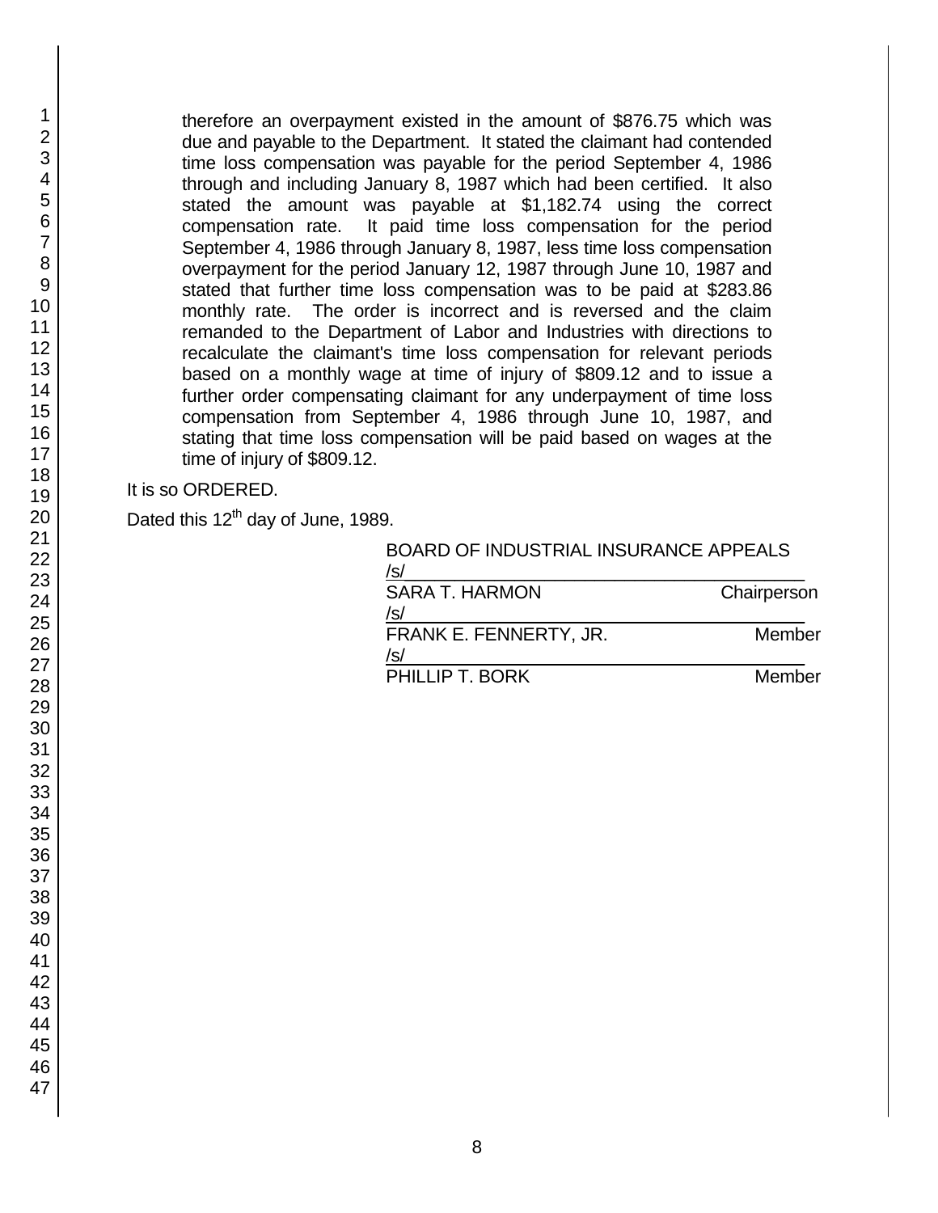therefore an overpayment existed in the amount of $876.75 which was due and payable to the Department. It stated the claimant had contended time loss compensation was payable for the period September 4, 1986 through and including January 8, 1987 which had been certified. It also stated the amount was payable at $1,182.74 using the correct compensation rate. It paid time loss compensation for the period September 4, 1986 through January 8, 1987, less time loss compensation overpayment for the period January 12, 1987 through June 10, 1987 and stated that further time loss compensation was to be paid at $283.86 monthly rate. The order is incorrect and is reversed and the claim remanded to the Department of Labor and Industries with directions to recalculate the claimant's time loss compensation for relevant periods based on a monthly wage at time of injury of $809.12 and to issue a further order compensating claimant for any underpayment of time loss compensation from September 4, 1986 through June 10, 1987, and stating that time loss compensation will be paid based on wages at the time of injury of $809.12.

It is so ORDERED.

Dated this 12th day of June, 1989.

BOARD OF INDUSTRIAL INSURANCE APPEALS

/s/
SARA T. HARMON — Chairperson

/s/
FRANK E. FENNERTY, JR. — Member

/s/
PHILLIP T. BORK — Member